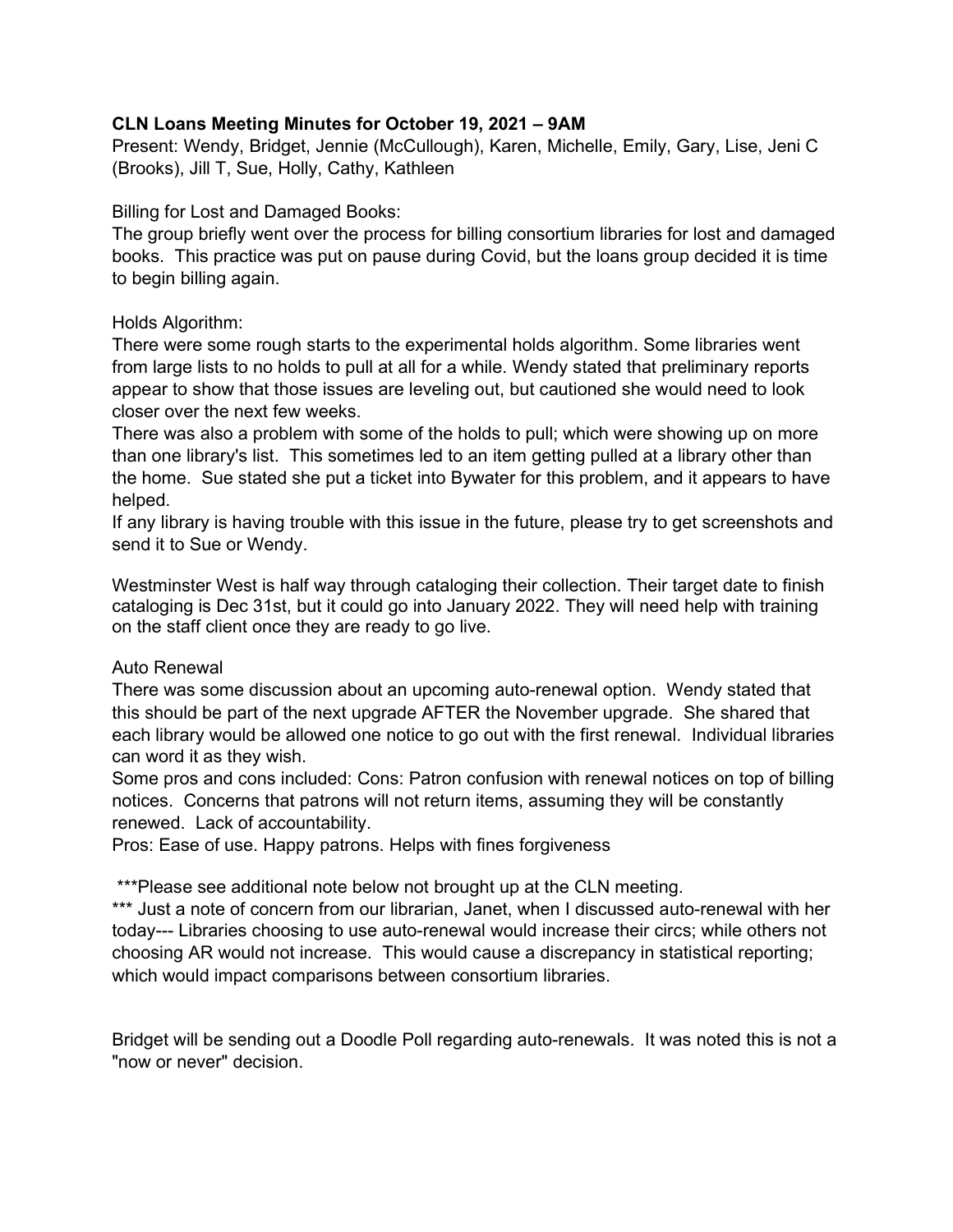**CLN Loans Meeting Minutes for October 19, 2021 – 9AM**

Present: Wendy, Bridget, Jennie (McCullough), Karen, Michelle, Emily, Gary, Lise, Jeni C (Brooks), Jill T, Sue, Holly, Cathy, Kathleen

Billing for Lost and Damaged Books:

The group briefly went over the process for billing consortium libraries for lost and damaged books. This practice was put on pause during Covid, but the loans group decided it is time to begin billing again.

Holds Algorithm:

There were some rough starts to the experimental holds algorithm. Some libraries went from large lists to no holds to pull at all for a while. Wendy stated that preliminary reports appear to show that those issues are leveling out, but cautioned she would need to look closer over the next few weeks.

There was also a problem with some of the holds to pull; which were showing up on more than one library's list. This sometimes led to an item getting pulled at a library other than the home. Sue stated she put a ticket into Bywater for this problem, and it appears to have helped.

If any library is having trouble with this issue in the future, please try to get screenshots and send it to Sue or Wendy.

Westminster West is half way through cataloging their collection. Their target date to finish cataloging is Dec 31st, but it could go into January 2022. They will need help with training on the staff client once they are ready to go live.

Auto Renewal

There was some discussion about an upcoming auto-renewal option. Wendy stated that this should be part of the next upgrade AFTER the November upgrade. She shared that each library would be allowed one notice to go out with the first renewal. Individual libraries can word it as they wish.

Some pros and cons included: Cons: Patron confusion with renewal notices on top of billing notices. Concerns that patrons will not return items, assuming they will be constantly renewed. Lack of accountability.

Pros: Ease of use. Happy patrons. Helps with fines forgiveness

***Please see additional note below not brought up at the CLN meeting.

*** Just a note of concern from our librarian, Janet, when I discussed auto-renewal with her today--- Libraries choosing to use auto-renewal would increase their circs; while others not choosing AR would not increase. This would cause a discrepancy in statistical reporting; which would impact comparisons between consortium libraries.

Bridget will be sending out a Doodle Poll regarding auto-renewals. It was noted this is not a "now or never" decision.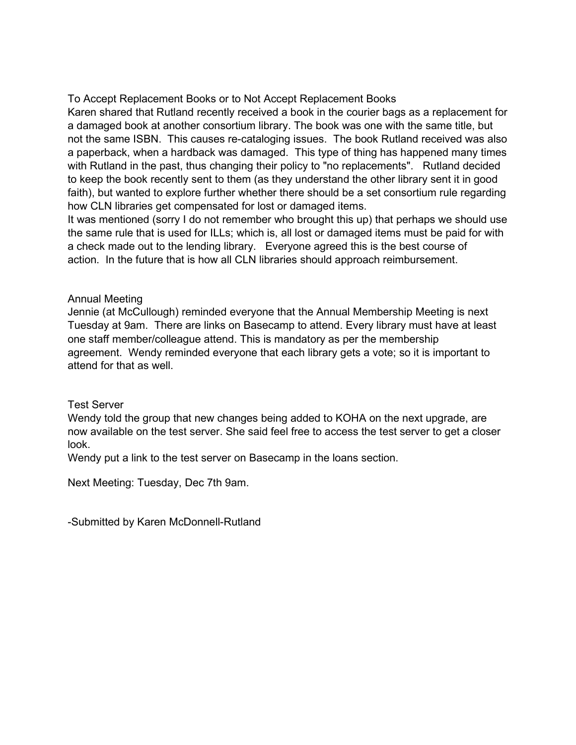## To Accept Replacement Books or to Not Accept Replacement Books

Karen shared that Rutland recently received a book in the courier bags as a replacement for a damaged book at another consortium library. The book was one with the same title, but not the same ISBN. This causes re-cataloging issues. The book Rutland received was also a paperback, when a hardback was damaged. This type of thing has happened many times with Rutland in the past, thus changing their policy to "no replacements". Rutland decided to keep the book recently sent to them (as they understand the other library sent it in good faith), but wanted to explore further whether there should be a set consortium rule regarding how CLN libraries get compensated for lost or damaged items.

It was mentioned (sorry I do not remember who brought this up) that perhaps we should use the same rule that is used for ILLs; which is, all lost or damaged items must be paid for with a check made out to the lending library. Everyone agreed this is the best course of action. In the future that is how all CLN libraries should approach reimbursement.

## Annual Meeting

Jennie (at McCullough) reminded everyone that the Annual Membership Meeting is next Tuesday at 9am. There are links on Basecamp to attend. Every library must have at least one staff member/colleague attend. This is mandatory as per the membership agreement. Wendy reminded everyone that each library gets a vote; so it is important to attend for that as well.

## Test Server

Wendy told the group that new changes being added to KOHA on the next upgrade, are now available on the test server. She said feel free to access the test server to get a closer look.

Wendy put a link to the test server on Basecamp in the loans section.

Next Meeting: Tuesday, Dec 7th 9am.

-Submitted by Karen McDonnell-Rutland